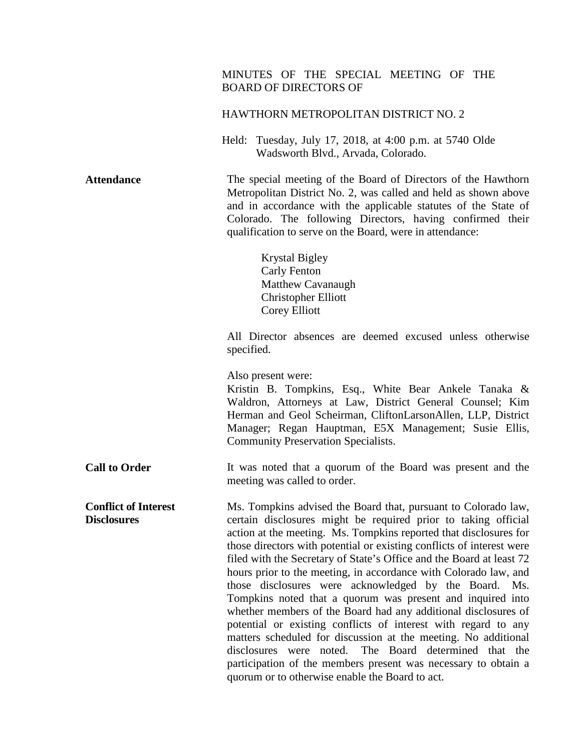MINUTES OF THE SPECIAL MEETING OF THE BOARD OF DIRECTORS OF

HAWTHORN METROPOLITAN DISTRICT NO. 2

Held: Tuesday, July 17, 2018, at 4:00 p.m. at 5740 Olde Wadsworth Blvd., Arvada, Colorado.

**Attendance**

The special meeting of the Board of Directors of the Hawthorn Metropolitan District No. 2, was called and held as shown above and in accordance with the applicable statutes of the State of Colorado. The following Directors, having confirmed their qualification to serve on the Board, were in attendance:

Krystal Bigley
Carly Fenton
Matthew Cavanaugh
Christopher Elliott
Corey Elliott

All Director absences are deemed excused unless otherwise specified.

Also present were:
Kristin B. Tompkins, Esq., White Bear Ankele Tanaka & Waldron, Attorneys at Law, District General Counsel; Kim Herman and Geol Scheirman, CliftonLarsonAllen, LLP, District Manager; Regan Hauptman, E5X Management; Susie Ellis, Community Preservation Specialists.

**Call to Order**

It was noted that a quorum of the Board was present and the meeting was called to order.

**Conflict of Interest Disclosures**

Ms. Tompkins advised the Board that, pursuant to Colorado law, certain disclosures might be required prior to taking official action at the meeting. Ms. Tompkins reported that disclosures for those directors with potential or existing conflicts of interest were filed with the Secretary of State's Office and the Board at least 72 hours prior to the meeting, in accordance with Colorado law, and those disclosures were acknowledged by the Board. Ms. Tompkins noted that a quorum was present and inquired into whether members of the Board had any additional disclosures of potential or existing conflicts of interest with regard to any matters scheduled for discussion at the meeting. No additional disclosures were noted. The Board determined that the participation of the members present was necessary to obtain a quorum or to otherwise enable the Board to act.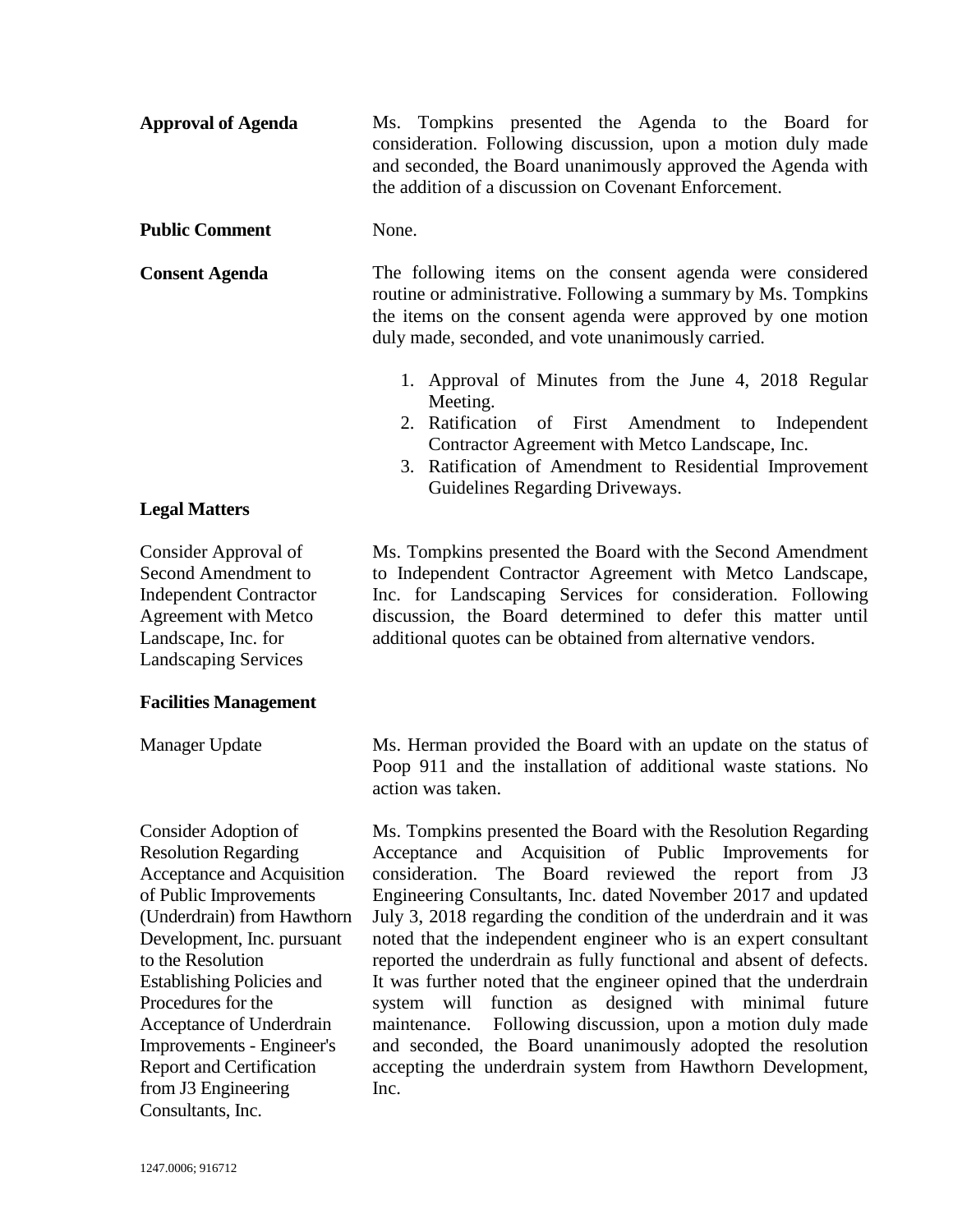**Approval of Agenda**

Ms. Tompkins presented the Agenda to the Board for consideration. Following discussion, upon a motion duly made and seconded, the Board unanimously approved the Agenda with the addition of a discussion on Covenant Enforcement.

**Public Comment**

None.

**Consent Agenda**

The following items on the consent agenda were considered routine or administrative. Following a summary by Ms. Tompkins the items on the consent agenda were approved by one motion duly made, seconded, and vote unanimously carried.

1. Approval of Minutes from the June 4, 2018 Regular Meeting.
2. Ratification of First Amendment to Independent Contractor Agreement with Metco Landscape, Inc.
3. Ratification of Amendment to Residential Improvement Guidelines Regarding Driveways.

**Legal Matters**

Consider Approval of Second Amendment to Independent Contractor Agreement with Metco Landscape, Inc. for Landscaping Services

Ms. Tompkins presented the Board with the Second Amendment to Independent Contractor Agreement with Metco Landscape, Inc. for Landscaping Services for consideration. Following discussion, the Board determined to defer this matter until additional quotes can be obtained from alternative vendors.

**Facilities Management**

Manager Update

Ms. Herman provided the Board with an update on the status of Poop 911 and the installation of additional waste stations. No action was taken.

Consider Adoption of Resolution Regarding Acceptance and Acquisition of Public Improvements (Underdrain) from Hawthorn Development, Inc. pursuant to the Resolution Establishing Policies and Procedures for the Acceptance of Underdrain Improvements - Engineer's Report and Certification from J3 Engineering Consultants, Inc.

Ms. Tompkins presented the Board with the Resolution Regarding Acceptance and Acquisition of Public Improvements for consideration. The Board reviewed the report from J3 Engineering Consultants, Inc. dated November 2017 and updated July 3, 2018 regarding the condition of the underdrain and it was noted that the independent engineer who is an expert consultant reported the underdrain as fully functional and absent of defects. It was further noted that the engineer opined that the underdrain system will function as designed with minimal future maintenance. Following discussion, upon a motion duly made and seconded, the Board unanimously adopted the resolution accepting the underdrain system from Hawthorn Development, Inc.

1247.0006; 916712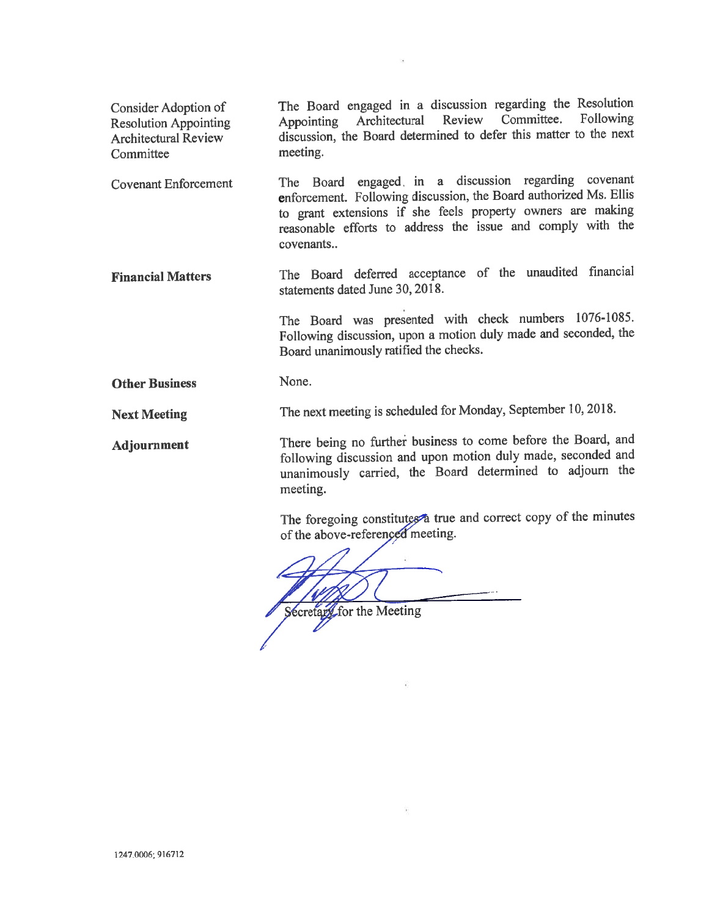**Consider Adoption of Resolution Appointing Architectural Review Committee**

The Board engaged in a discussion regarding the Resolution Appointing Architectural Review Committee. Following discussion, the Board determined to defer this matter to the next meeting.

**Covenant Enforcement**

The Board engaged in a discussion regarding covenant enforcement. Following discussion, the Board authorized Ms. Ellis to grant extensions if she feels property owners are making reasonable efforts to address the issue and comply with the covenants..

**Financial Matters**

The Board deferred acceptance of the unaudited financial statements dated June 30, 2018.

The Board was presented with check numbers 1076-1085. Following discussion, upon a motion duly made and seconded, the Board unanimously ratified the checks.

**Other Business**

None.

**Next Meeting**

The next meeting is scheduled for Monday, September 10, 2018.

**Adjournment**

There being no further business to come before the Board, and following discussion and upon motion duly made, seconded and unanimously carried, the Board determined to adjourn the meeting.

The foregoing constitutes a true and correct copy of the minutes of the above-referenced meeting.

Secretary for the Meeting

1247.0006; 916712